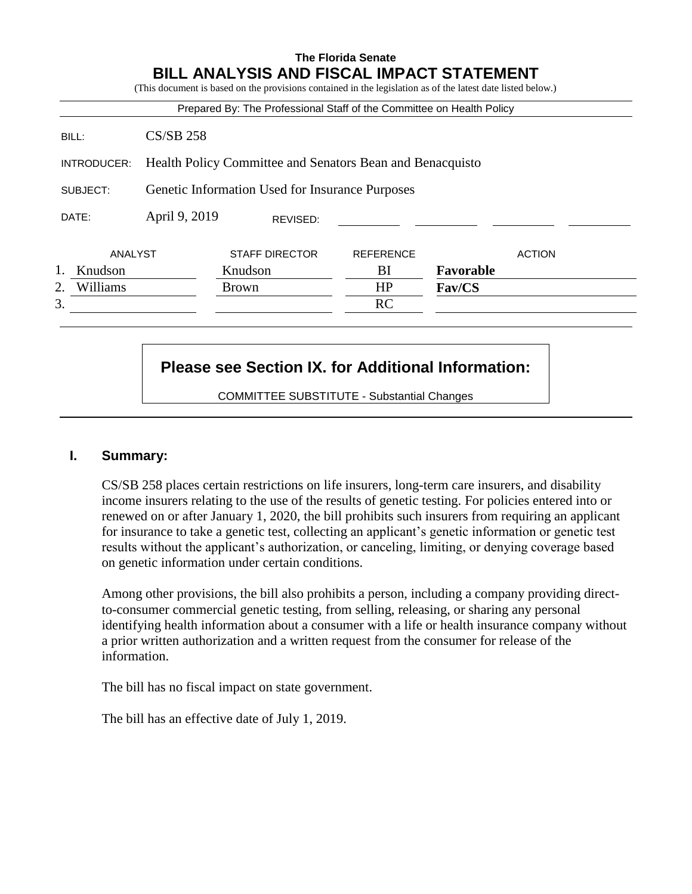**The Florida Senate**

# BILL ANALYSIS AND FISCAL IMPACT STATEMENT

(This document is based on the provisions contained in the legislation as of the latest date listed below.)

Prepared By: The Professional Staff of the Committee on Health Policy

| | |
|---|---|
| BILL: | CS/SB 258 |
| INTRODUCER: | Health Policy Committee and Senators Bean and Benacquisto |
| SUBJECT: | Genetic Information Used for Insurance Purposes |
| DATE: | April 9, 2019 REVISED: |

| | ANALYST | STAFF DIRECTOR | REFERENCE | ACTION |
|---|---|---|---|---|
| 1. | Knudson | Knudson | BI | **Favorable** |
| 2. | Williams | Brown | HP | **Fav/CS** |
| 3. | | | RC | |

**Please see Section IX. for Additional Information:**

COMMITTEE SUBSTITUTE - Substantial Changes

## I. Summary:

CS/SB 258 places certain restrictions on life insurers, long-term care insurers, and disability income insurers relating to the use of the results of genetic testing. For policies entered into or renewed on or after January 1, 2020, the bill prohibits such insurers from requiring an applicant for insurance to take a genetic test, collecting an applicant's genetic information or genetic test results without the applicant's authorization, or canceling, limiting, or denying coverage based on genetic information under certain conditions.

Among other provisions, the bill also prohibits a person, including a company providing direct-to-consumer commercial genetic testing, from selling, releasing, or sharing any personal identifying health information about a consumer with a life or health insurance company without a prior written authorization and a written request from the consumer for release of the information.

The bill has no fiscal impact on state government.

The bill has an effective date of July 1, 2019.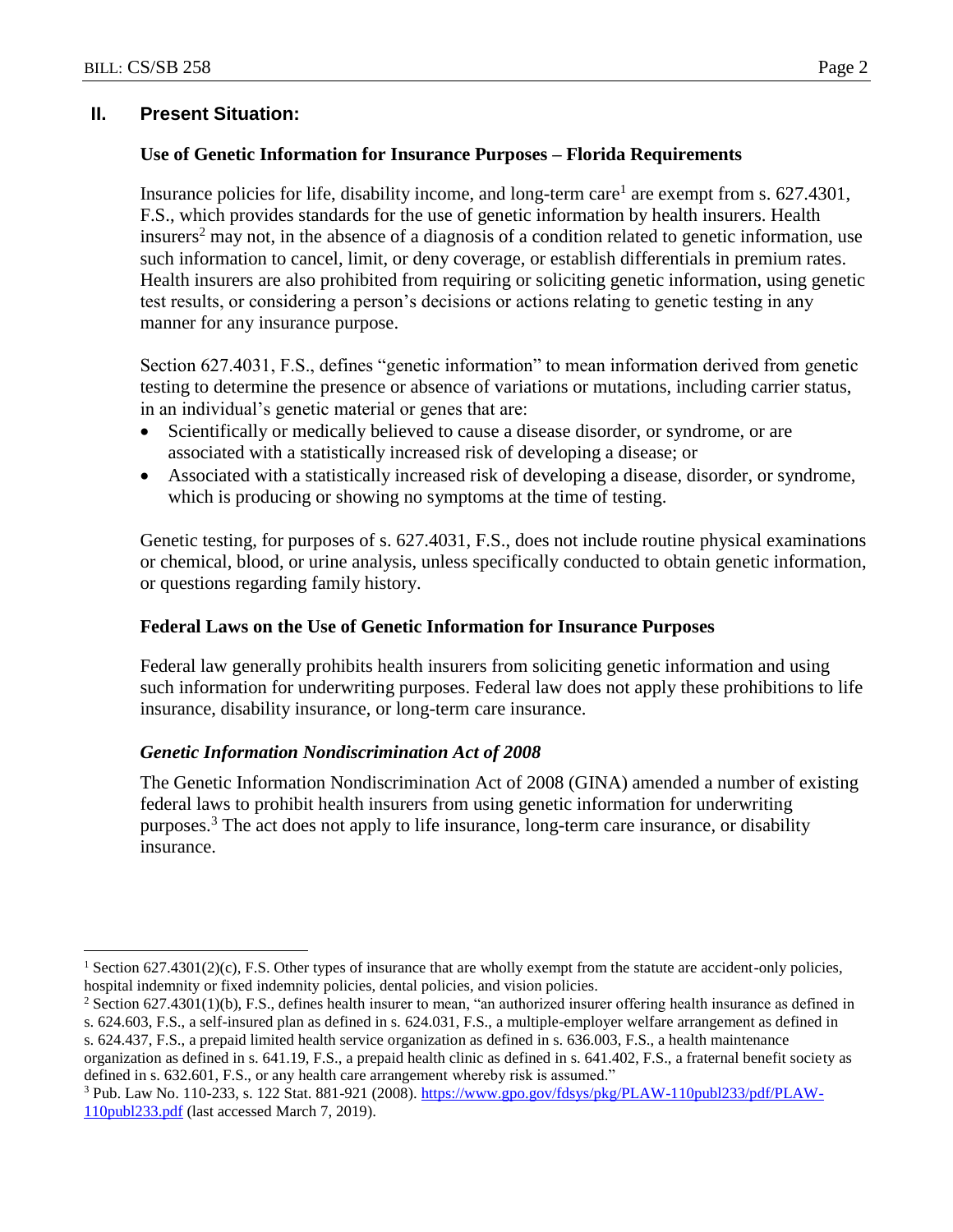## II. Present Situation:

### Use of Genetic Information for Insurance Purposes – Florida Requirements

Insurance policies for life, disability income, and long-term care[1] are exempt from s. 627.4301, F.S., which provides standards for the use of genetic information by health insurers. Health insurers[2] may not, in the absence of a diagnosis of a condition related to genetic information, use such information to cancel, limit, or deny coverage, or establish differentials in premium rates. Health insurers are also prohibited from requiring or soliciting genetic information, using genetic test results, or considering a person's decisions or actions relating to genetic testing in any manner for any insurance purpose.

Section 627.4031, F.S., defines "genetic information" to mean information derived from genetic testing to determine the presence or absence of variations or mutations, including carrier status, in an individual's genetic material or genes that are:

- Scientifically or medically believed to cause a disease disorder, or syndrome, or are associated with a statistically increased risk of developing a disease; or
- Associated with a statistically increased risk of developing a disease, disorder, or syndrome, which is producing or showing no symptoms at the time of testing.

Genetic testing, for purposes of s. 627.4031, F.S., does not include routine physical examinations or chemical, blood, or urine analysis, unless specifically conducted to obtain genetic information, or questions regarding family history.

### Federal Laws on the Use of Genetic Information for Insurance Purposes

Federal law generally prohibits health insurers from soliciting genetic information and using such information for underwriting purposes. Federal law does not apply these prohibitions to life insurance, disability insurance, or long-term care insurance.

#### *Genetic Information Nondiscrimination Act of 2008*

The Genetic Information Nondiscrimination Act of 2008 (GINA) amended a number of existing federal laws to prohibit health insurers from using genetic information for underwriting purposes.[3] The act does not apply to life insurance, long-term care insurance, or disability insurance.

---

[1] Section 627.4301(2)(c), F.S. Other types of insurance that are wholly exempt from the statute are accident-only policies, hospital indemnity or fixed indemnity policies, dental policies, and vision policies.

[2] Section 627.4301(1)(b), F.S., defines health insurer to mean, "an authorized insurer offering health insurance as defined in s. 624.603, F.S., a self-insured plan as defined in s. 624.031, F.S., a multiple-employer welfare arrangement as defined in s. 624.437, F.S., a prepaid limited health service organization as defined in s. 636.003, F.S., a health maintenance organization as defined in s. 641.19, F.S., a prepaid health clinic as defined in s. 641.402, F.S., a fraternal benefit society as defined in s. 632.601, F.S., or any health care arrangement whereby risk is assumed."

[3] Pub. Law No. 110-233, s. 122 Stat. 881-921 (2008). https://www.gpo.gov/fdsys/pkg/PLAW-110publ233/pdf/PLAW-110publ233.pdf (last accessed March 7, 2019).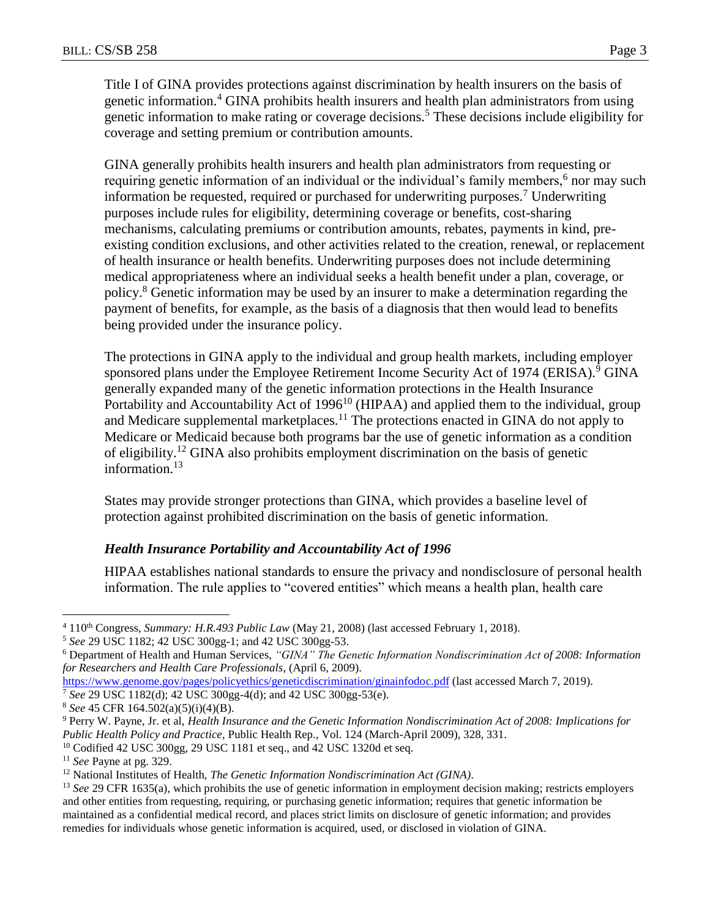Title I of GINA provides protections against discrimination by health insurers on the basis of genetic information.[4] GINA prohibits health insurers and health plan administrators from using genetic information to make rating or coverage decisions.[5] These decisions include eligibility for coverage and setting premium or contribution amounts.

GINA generally prohibits health insurers and health plan administrators from requesting or requiring genetic information of an individual or the individual's family members,[6] nor may such information be requested, required or purchased for underwriting purposes.[7] Underwriting purposes include rules for eligibility, determining coverage or benefits, cost-sharing mechanisms, calculating premiums or contribution amounts, rebates, payments in kind, pre-existing condition exclusions, and other activities related to the creation, renewal, or replacement of health insurance or health benefits. Underwriting purposes does not include determining medical appropriateness where an individual seeks a health benefit under a plan, coverage, or policy.[8] Genetic information may be used by an insurer to make a determination regarding the payment of benefits, for example, as the basis of a diagnosis that then would lead to benefits being provided under the insurance policy.

The protections in GINA apply to the individual and group health markets, including employer sponsored plans under the Employee Retirement Income Security Act of 1974 (ERISA).[9] GINA generally expanded many of the genetic information protections in the Health Insurance Portability and Accountability Act of 1996[10] (HIPAA) and applied them to the individual, group and Medicare supplemental marketplaces.[11] The protections enacted in GINA do not apply to Medicare or Medicaid because both programs bar the use of genetic information as a condition of eligibility.[12] GINA also prohibits employment discrimination on the basis of genetic information.[13]

States may provide stronger protections than GINA, which provides a baseline level of protection against prohibited discrimination on the basis of genetic information.

### *Health Insurance Portability and Accountability Act of 1996*

HIPAA establishes national standards to ensure the privacy and nondisclosure of personal health information. The rule applies to "covered entities" which means a health plan, health care

---

[4] 110th Congress, *Summary: H.R.493 Public Law* (May 21, 2008) (last accessed February 1, 2018).

[5] *See* 29 USC 1182; 42 USC 300gg-1; and 42 USC 300gg-53.

[6] Department of Health and Human Services, *"GINA" The Genetic Information Nondiscrimination Act of 2008: Information for Researchers and Health Care Professionals*, (April 6, 2009). https://www.genome.gov/pages/policyethics/geneticdiscrimination/ginainfodoc.pdf (last accessed March 7, 2019).

[7] *See* 29 USC 1182(d); 42 USC 300gg-4(d); and 42 USC 300gg-53(e).

[8] *See* 45 CFR 164.502(a)(5)(i)(4)(B).

[9] Perry W. Payne, Jr. et al, *Health Insurance and the Genetic Information Nondiscrimination Act of 2008: Implications for Public Health Policy and Practice*, Public Health Rep., Vol. 124 (March-April 2009), 328, 331.

[10] Codified 42 USC 300gg, 29 USC 1181 et seq., and 42 USC 1320d et seq.

[11] *See* Payne at pg. 329.

[12] National Institutes of Health, *The Genetic Information Nondiscrimination Act (GINA)*.

[13] *See* 29 CFR 1635(a), which prohibits the use of genetic information in employment decision making; restricts employers and other entities from requesting, requiring, or purchasing genetic information; requires that genetic information be maintained as a confidential medical record, and places strict limits on disclosure of genetic information; and provides remedies for individuals whose genetic information is acquired, used, or disclosed in violation of GINA.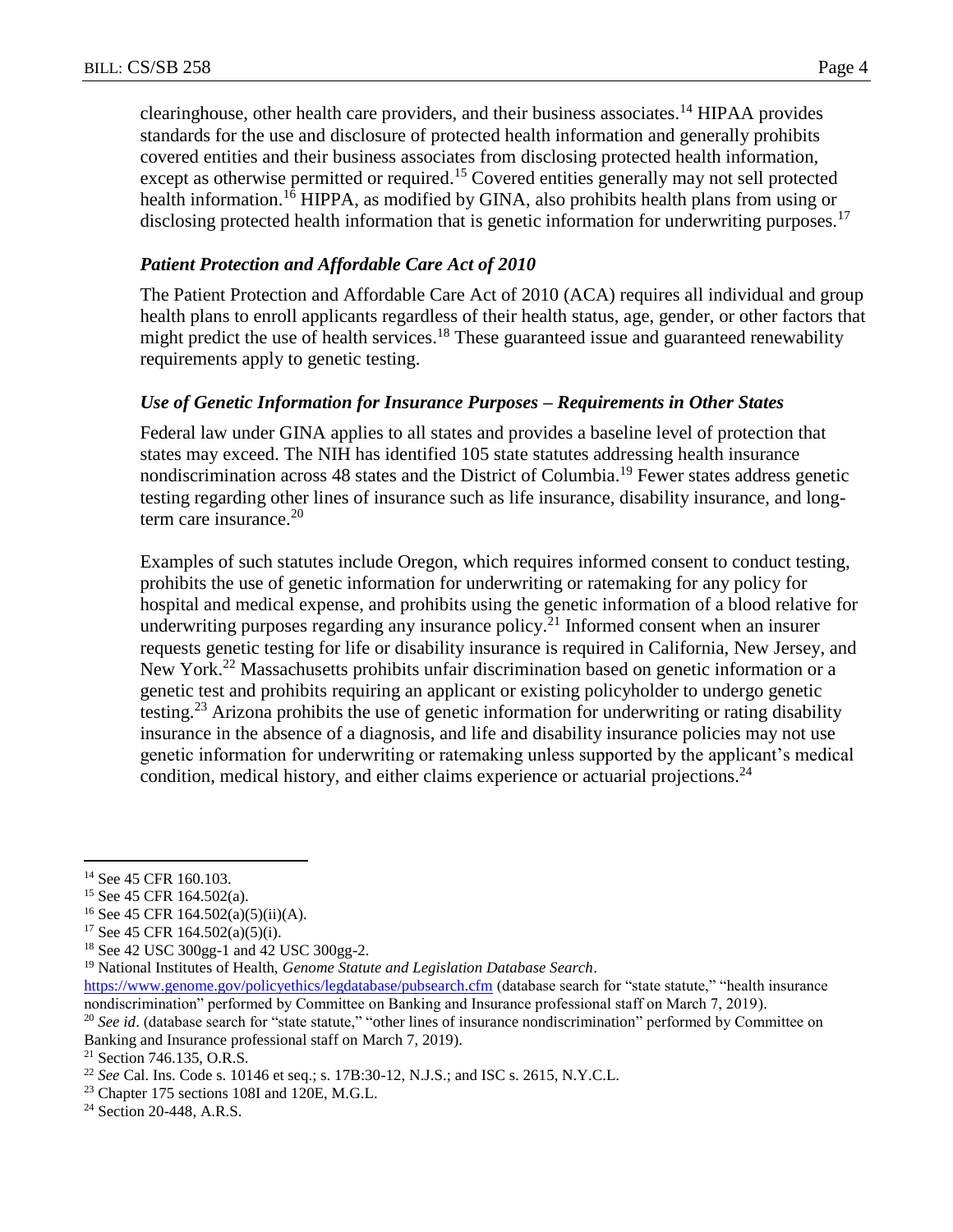clearinghouse, other health care providers, and their business associates.[14] HIPAA provides standards for the use and disclosure of protected health information and generally prohibits covered entities and their business associates from disclosing protected health information, except as otherwise permitted or required.[15] Covered entities generally may not sell protected health information.[16] HIPPA, as modified by GINA, also prohibits health plans from using or disclosing protected health information that is genetic information for underwriting purposes.[17]

### *Patient Protection and Affordable Care Act of 2010*

The Patient Protection and Affordable Care Act of 2010 (ACA) requires all individual and group health plans to enroll applicants regardless of their health status, age, gender, or other factors that might predict the use of health services.[18] These guaranteed issue and guaranteed renewability requirements apply to genetic testing.

### *Use of Genetic Information for Insurance Purposes – Requirements in Other States*

Federal law under GINA applies to all states and provides a baseline level of protection that states may exceed. The NIH has identified 105 state statutes addressing health insurance nondiscrimination across 48 states and the District of Columbia.[19] Fewer states address genetic testing regarding other lines of insurance such as life insurance, disability insurance, and long-term care insurance.[20]

Examples of such statutes include Oregon, which requires informed consent to conduct testing, prohibits the use of genetic information for underwriting or ratemaking for any policy for hospital and medical expense, and prohibits using the genetic information of a blood relative for underwriting purposes regarding any insurance policy.[21] Informed consent when an insurer requests genetic testing for life or disability insurance is required in California, New Jersey, and New York.[22] Massachusetts prohibits unfair discrimination based on genetic information or a genetic test and prohibits requiring an applicant or existing policyholder to undergo genetic testing.[23] Arizona prohibits the use of genetic information for underwriting or rating disability insurance in the absence of a diagnosis, and life and disability insurance policies may not use genetic information for underwriting or ratemaking unless supported by the applicant's medical condition, medical history, and either claims experience or actuarial projections.[24]

---

[14] See 45 CFR 160.103.

[15] See 45 CFR 164.502(a).

[16] See 45 CFR 164.502(a)(5)(ii)(A).

[17] See 45 CFR 164.502(a)(5)(i).

[18] See 42 USC 300gg-1 and 42 USC 300gg-2.

[19] National Institutes of Health, *Genome Statute and Legislation Database Search*. https://www.genome.gov/policyethics/legdatabase/pubsearch.cfm (database search for "state statute," "health insurance nondiscrimination" performed by Committee on Banking and Insurance professional staff on March 7, 2019).

[20] *See id*. (database search for "state statute," "other lines of insurance nondiscrimination" performed by Committee on Banking and Insurance professional staff on March 7, 2019).

[21] Section 746.135, O.R.S.

[22] *See* Cal. Ins. Code s. 10146 et seq.; s. 17B:30-12, N.J.S.; and ISC s. 2615, N.Y.C.L.

[23] Chapter 175 sections 108I and 120E, M.G.L.

[24] Section 20-448, A.R.S.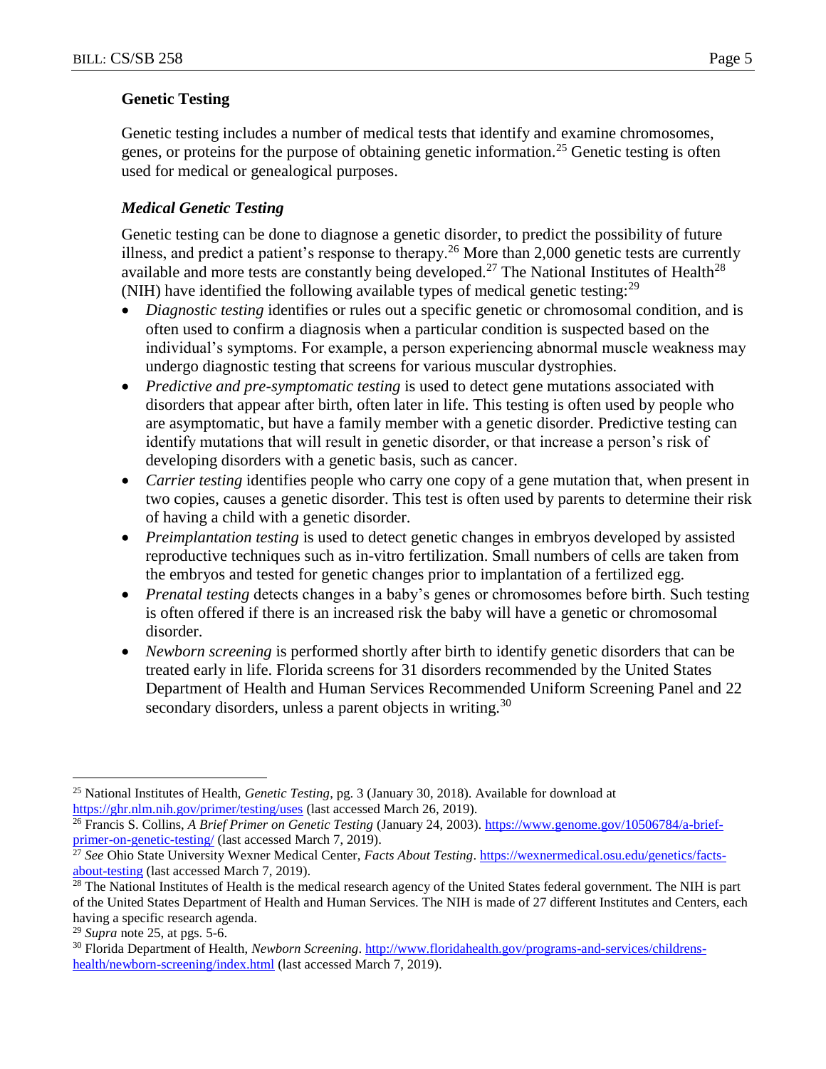## Genetic Testing

Genetic testing includes a number of medical tests that identify and examine chromosomes, genes, or proteins for the purpose of obtaining genetic information.[25] Genetic testing is often used for medical or genealogical purposes.

### *Medical Genetic Testing*

Genetic testing can be done to diagnose a genetic disorder, to predict the possibility of future illness, and predict a patient's response to therapy.[26] More than 2,000 genetic tests are currently available and more tests are constantly being developed.[27] The National Institutes of Health[28] (NIH) have identified the following available types of medical genetic testing:[29]

- *Diagnostic testing* identifies or rules out a specific genetic or chromosomal condition, and is often used to confirm a diagnosis when a particular condition is suspected based on the individual's symptoms. For example, a person experiencing abnormal muscle weakness may undergo diagnostic testing that screens for various muscular dystrophies.
- *Predictive and pre-symptomatic testing* is used to detect gene mutations associated with disorders that appear after birth, often later in life. This testing is often used by people who are asymptomatic, but have a family member with a genetic disorder. Predictive testing can identify mutations that will result in genetic disorder, or that increase a person's risk of developing disorders with a genetic basis, such as cancer.
- *Carrier testing* identifies people who carry one copy of a gene mutation that, when present in two copies, causes a genetic disorder. This test is often used by parents to determine their risk of having a child with a genetic disorder.
- *Preimplantation testing* is used to detect genetic changes in embryos developed by assisted reproductive techniques such as in-vitro fertilization. Small numbers of cells are taken from the embryos and tested for genetic changes prior to implantation of a fertilized egg.
- *Prenatal testing* detects changes in a baby's genes or chromosomes before birth. Such testing is often offered if there is an increased risk the baby will have a genetic or chromosomal disorder.
- *Newborn screening* is performed shortly after birth to identify genetic disorders that can be treated early in life. Florida screens for 31 disorders recommended by the United States Department of Health and Human Services Recommended Uniform Screening Panel and 22 secondary disorders, unless a parent objects in writing.[30]

---

[25] National Institutes of Health, *Genetic Testing*, pg. 3 (January 30, 2018). Available for download at https://ghr.nlm.nih.gov/primer/testing/uses (last accessed March 26, 2019).

[26] Francis S. Collins, *A Brief Primer on Genetic Testing* (January 24, 2003). https://www.genome.gov/10506784/a-brief-primer-on-genetic-testing/ (last accessed March 7, 2019).

[27] *See* Ohio State University Wexner Medical Center, *Facts About Testing*. https://wexnermedical.osu.edu/genetics/facts-about-testing (last accessed March 7, 2019).

[28] The National Institutes of Health is the medical research agency of the United States federal government. The NIH is part of the United States Department of Health and Human Services. The NIH is made of 27 different Institutes and Centers, each having a specific research agenda.

[29] *Supra* note 25, at pgs. 5-6.

[30] Florida Department of Health, *Newborn Screening*. http://www.floridahealth.gov/programs-and-services/childrens-health/newborn-screening/index.html (last accessed March 7, 2019).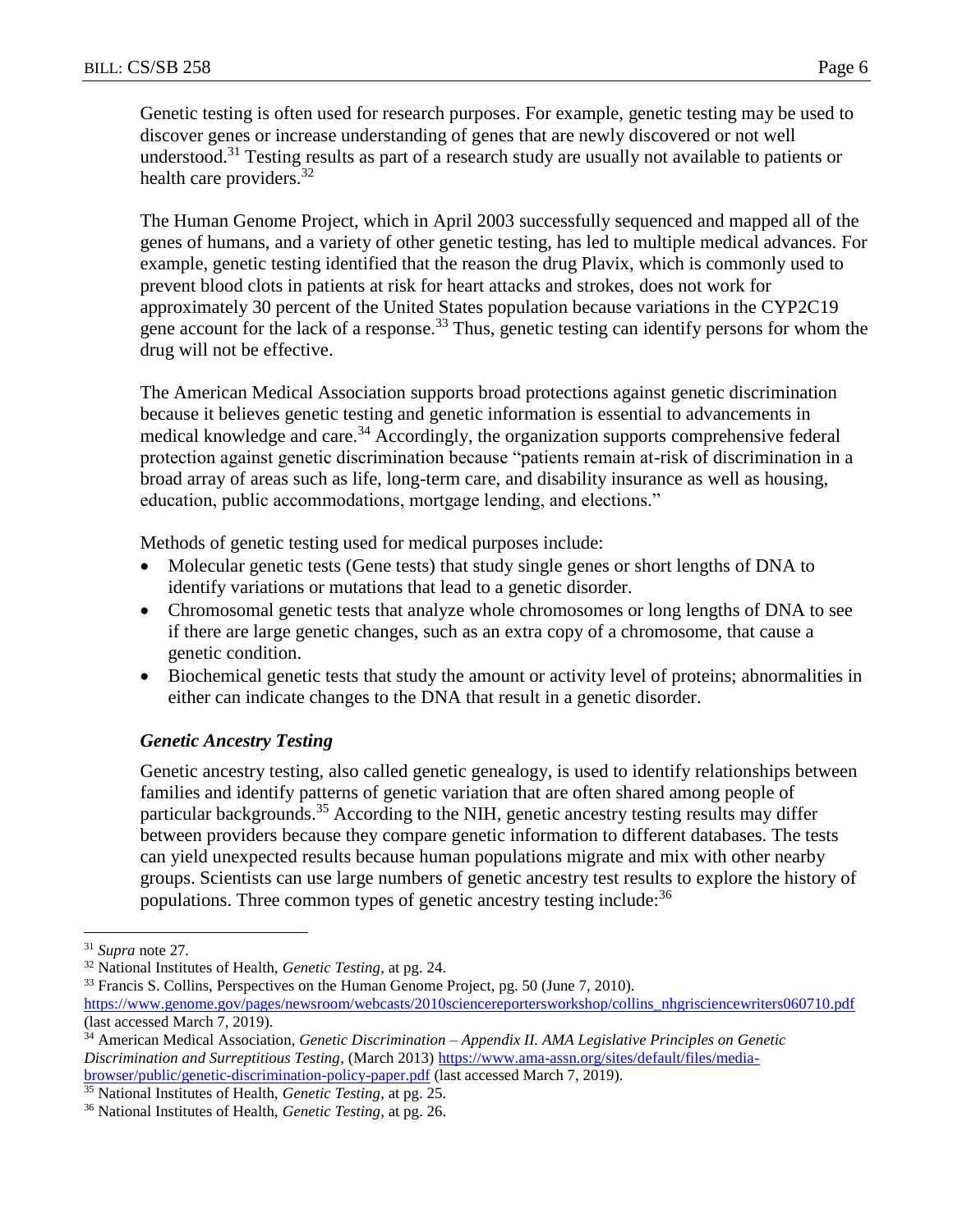Genetic testing is often used for research purposes. For example, genetic testing may be used to discover genes or increase understanding of genes that are newly discovered or not well understood.[31] Testing results as part of a research study are usually not available to patients or health care providers.[32]

The Human Genome Project, which in April 2003 successfully sequenced and mapped all of the genes of humans, and a variety of other genetic testing, has led to multiple medical advances. For example, genetic testing identified that the reason the drug Plavix, which is commonly used to prevent blood clots in patients at risk for heart attacks and strokes, does not work for approximately 30 percent of the United States population because variations in the CYP2C19 gene account for the lack of a response.[33] Thus, genetic testing can identify persons for whom the drug will not be effective.

The American Medical Association supports broad protections against genetic discrimination because it believes genetic testing and genetic information is essential to advancements in medical knowledge and care.[34] Accordingly, the organization supports comprehensive federal protection against genetic discrimination because "patients remain at-risk of discrimination in a broad array of areas such as life, long-term care, and disability insurance as well as housing, education, public accommodations, mortgage lending, and elections."

Methods of genetic testing used for medical purposes include:

- Molecular genetic tests (Gene tests) that study single genes or short lengths of DNA to identify variations or mutations that lead to a genetic disorder.
- Chromosomal genetic tests that analyze whole chromosomes or long lengths of DNA to see if there are large genetic changes, such as an extra copy of a chromosome, that cause a genetic condition.
- Biochemical genetic tests that study the amount or activity level of proteins; abnormalities in either can indicate changes to the DNA that result in a genetic disorder.

### *Genetic Ancestry Testing*

Genetic ancestry testing, also called genetic genealogy, is used to identify relationships between families and identify patterns of genetic variation that are often shared among people of particular backgrounds.[35] According to the NIH, genetic ancestry testing results may differ between providers because they compare genetic information to different databases. The tests can yield unexpected results because human populations migrate and mix with other nearby groups. Scientists can use large numbers of genetic ancestry test results to explore the history of populations. Three common types of genetic ancestry testing include:[36]

---

[31] *Supra* note 27.

[32] National Institutes of Health, *Genetic Testing*, at pg. 24.

[33] Francis S. Collins, Perspectives on the Human Genome Project, pg. 50 (June 7, 2010). https://www.genome.gov/pages/newsroom/webcasts/2010sciencereportersworkshop/collins_nhgrisciencewriters060710.pdf (last accessed March 7, 2019).

[34] American Medical Association, *Genetic Discrimination – Appendix II. AMA Legislative Principles on Genetic Discrimination and Surreptitious Testing*, (March 2013) https://www.ama-assn.org/sites/default/files/media-browser/public/genetic-discrimination-policy-paper.pdf (last accessed March 7, 2019).

[35] National Institutes of Health, *Genetic Testing*, at pg. 25.

[36] National Institutes of Health, *Genetic Testing*, at pg. 26.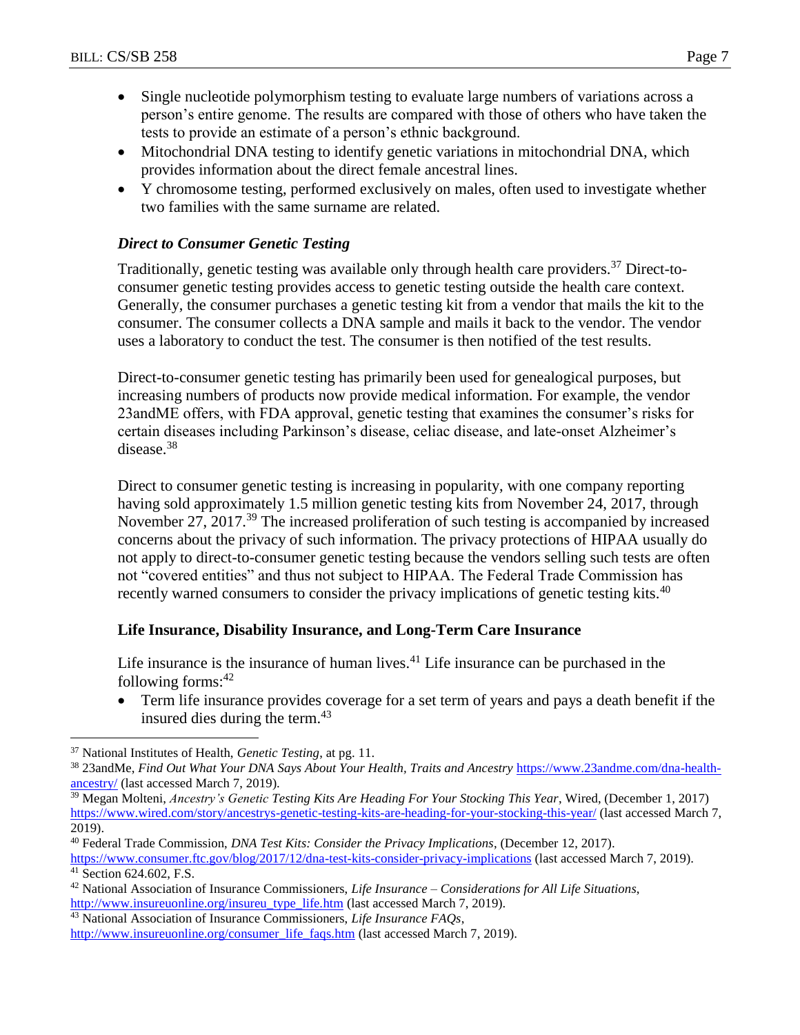- Single nucleotide polymorphism testing to evaluate large numbers of variations across a person's entire genome. The results are compared with those of others who have taken the tests to provide an estimate of a person's ethnic background.
- Mitochondrial DNA testing to identify genetic variations in mitochondrial DNA, which provides information about the direct female ancestral lines.
- Y chromosome testing, performed exclusively on males, often used to investigate whether two families with the same surname are related.

### *Direct to Consumer Genetic Testing*

Traditionally, genetic testing was available only through health care providers.[37] Direct-to-consumer genetic testing provides access to genetic testing outside the health care context. Generally, the consumer purchases a genetic testing kit from a vendor that mails the kit to the consumer. The consumer collects a DNA sample and mails it back to the vendor. The vendor uses a laboratory to conduct the test. The consumer is then notified of the test results.

Direct-to-consumer genetic testing has primarily been used for genealogical purposes, but increasing numbers of products now provide medical information. For example, the vendor 23andME offers, with FDA approval, genetic testing that examines the consumer's risks for certain diseases including Parkinson's disease, celiac disease, and late-onset Alzheimer's disease.[38]

Direct to consumer genetic testing is increasing in popularity, with one company reporting having sold approximately 1.5 million genetic testing kits from November 24, 2017, through November 27, 2017.[39] The increased proliferation of such testing is accompanied by increased concerns about the privacy of such information. The privacy protections of HIPAA usually do not apply to direct-to-consumer genetic testing because the vendors selling such tests are often not "covered entities" and thus not subject to HIPAA. The Federal Trade Commission has recently warned consumers to consider the privacy implications of genetic testing kits.[40]

## Life Insurance, Disability Insurance, and Long-Term Care Insurance

Life insurance is the insurance of human lives.[41] Life insurance can be purchased in the following forms:[42]

- Term life insurance provides coverage for a set term of years and pays a death benefit if the insured dies during the term.[43]

---

[37] National Institutes of Health, *Genetic Testing*, at pg. 11.

[38] 23andMe, *Find Out What Your DNA Says About Your Health, Traits and Ancestry* https://www.23andme.com/dna-health-ancestry/ (last accessed March 7, 2019).

[39] Megan Molteni, *Ancestry's Genetic Testing Kits Are Heading For Your Stocking This Year*, Wired, (December 1, 2017) https://www.wired.com/story/ancestrys-genetic-testing-kits-are-heading-for-your-stocking-this-year/ (last accessed March 7, 2019).

[40] Federal Trade Commission, *DNA Test Kits: Consider the Privacy Implications*, (December 12, 2017). https://www.consumer.ftc.gov/blog/2017/12/dna-test-kits-consider-privacy-implications (last accessed March 7, 2019).

[41] Section 624.602, F.S.

[42] National Association of Insurance Commissioners, *Life Insurance – Considerations for All Life Situations*, http://www.insureuonline.org/insureu_type_life.htm (last accessed March 7, 2019).

[43] National Association of Insurance Commissioners, *Life Insurance FAQs*, http://www.insureuonline.org/consumer_life_faqs.htm (last accessed March 7, 2019).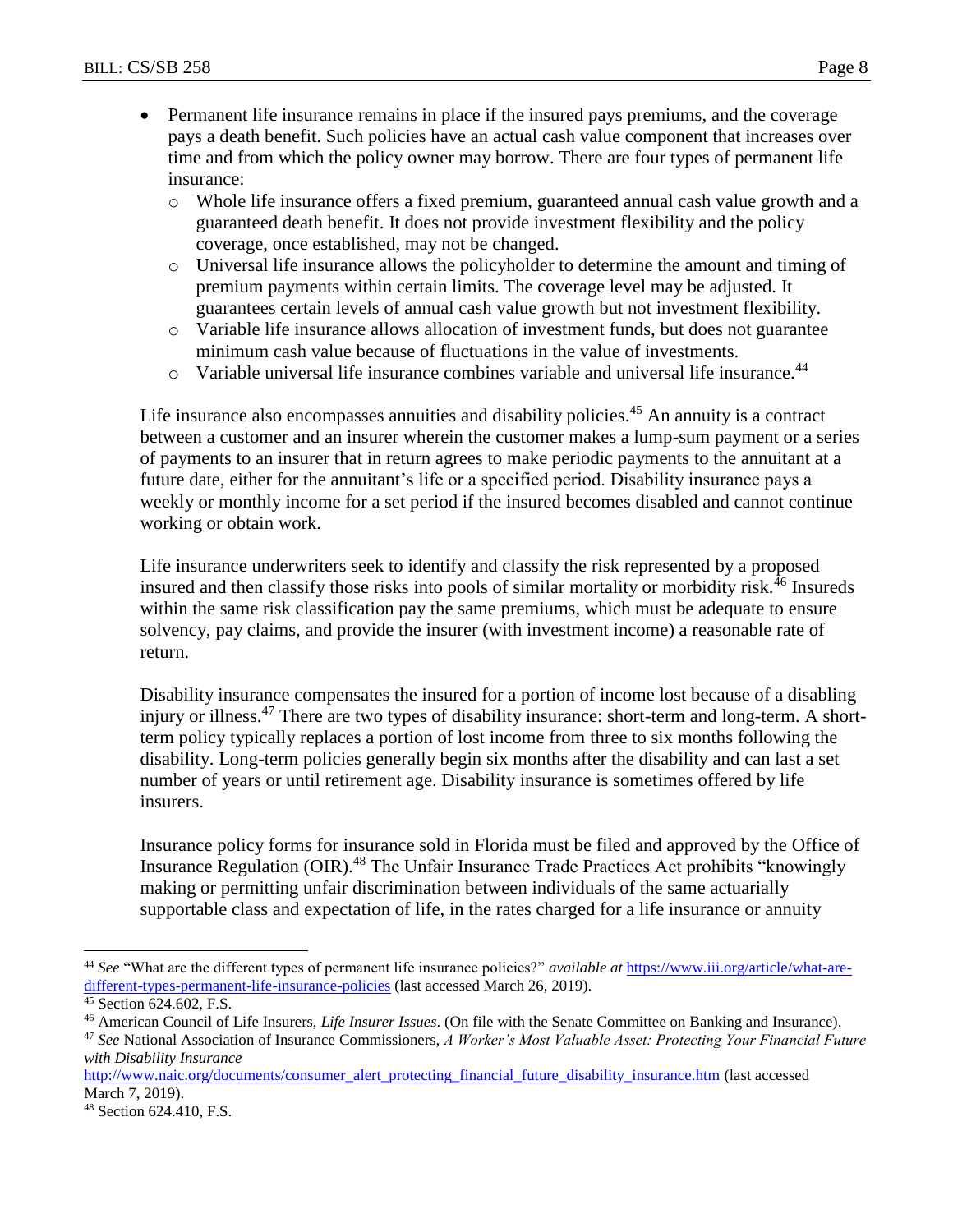- Permanent life insurance remains in place if the insured pays premiums, and the coverage pays a death benefit. Such policies have an actual cash value component that increases over time and from which the policy owner may borrow. There are four types of permanent life insurance:
  - Whole life insurance offers a fixed premium, guaranteed annual cash value growth and a guaranteed death benefit. It does not provide investment flexibility and the policy coverage, once established, may not be changed.
  - Universal life insurance allows the policyholder to determine the amount and timing of premium payments within certain limits. The coverage level may be adjusted. It guarantees certain levels of annual cash value growth but not investment flexibility.
  - Variable life insurance allows allocation of investment funds, but does not guarantee minimum cash value because of fluctuations in the value of investments.
  - Variable universal life insurance combines variable and universal life insurance.[44]

Life insurance also encompasses annuities and disability policies.[45] An annuity is a contract between a customer and an insurer wherein the customer makes a lump-sum payment or a series of payments to an insurer that in return agrees to make periodic payments to the annuitant at a future date, either for the annuitant's life or a specified period. Disability insurance pays a weekly or monthly income for a set period if the insured becomes disabled and cannot continue working or obtain work.

Life insurance underwriters seek to identify and classify the risk represented by a proposed insured and then classify those risks into pools of similar mortality or morbidity risk.[46] Insureds within the same risk classification pay the same premiums, which must be adequate to ensure solvency, pay claims, and provide the insurer (with investment income) a reasonable rate of return.

Disability insurance compensates the insured for a portion of income lost because of a disabling injury or illness.[47] There are two types of disability insurance: short-term and long-term. A short-term policy typically replaces a portion of lost income from three to six months following the disability. Long-term policies generally begin six months after the disability and can last a set number of years or until retirement age. Disability insurance is sometimes offered by life insurers.

Insurance policy forms for insurance sold in Florida must be filed and approved by the Office of Insurance Regulation (OIR).[48] The Unfair Insurance Trade Practices Act prohibits "knowingly making or permitting unfair discrimination between individuals of the same actuarially supportable class and expectation of life, in the rates charged for a life insurance or annuity

---

[44] *See* "What are the different types of permanent life insurance policies?" *available at* https://www.iii.org/article/what-are-different-types-permanent-life-insurance-policies (last accessed March 26, 2019).

[45] Section 624.602, F.S.

[46] American Council of Life Insurers, *Life Insurer Issues*. (On file with the Senate Committee on Banking and Insurance).

[47] *See* National Association of Insurance Commissioners, *A Worker's Most Valuable Asset: Protecting Your Financial Future with Disability Insurance* http://www.naic.org/documents/consumer_alert_protecting_financial_future_disability_insurance.htm (last accessed March 7, 2019).

[48] Section 624.410, F.S.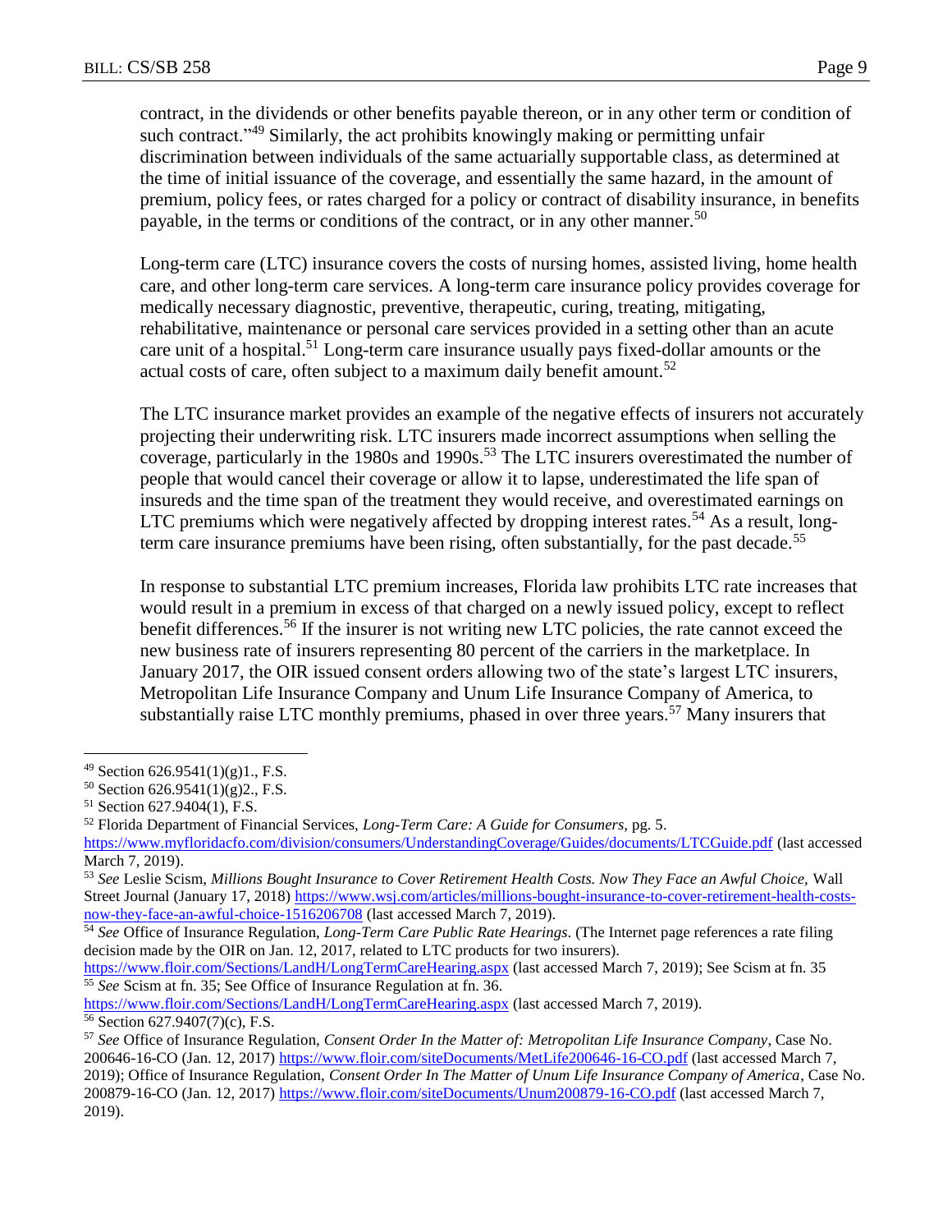contract, in the dividends or other benefits payable thereon, or in any other term or condition of such contract."[49] Similarly, the act prohibits knowingly making or permitting unfair discrimination between individuals of the same actuarially supportable class, as determined at the time of initial issuance of the coverage, and essentially the same hazard, in the amount of premium, policy fees, or rates charged for a policy or contract of disability insurance, in benefits payable, in the terms or conditions of the contract, or in any other manner.[50]

Long-term care (LTC) insurance covers the costs of nursing homes, assisted living, home health care, and other long-term care services. A long-term care insurance policy provides coverage for medically necessary diagnostic, preventive, therapeutic, curing, treating, mitigating, rehabilitative, maintenance or personal care services provided in a setting other than an acute care unit of a hospital.[51] Long-term care insurance usually pays fixed-dollar amounts or the actual costs of care, often subject to a maximum daily benefit amount.[52]

The LTC insurance market provides an example of the negative effects of insurers not accurately projecting their underwriting risk. LTC insurers made incorrect assumptions when selling the coverage, particularly in the 1980s and 1990s.[53] The LTC insurers overestimated the number of people that would cancel their coverage or allow it to lapse, underestimated the life span of insureds and the time span of the treatment they would receive, and overestimated earnings on LTC premiums which were negatively affected by dropping interest rates.[54] As a result, long-term care insurance premiums have been rising, often substantially, for the past decade.[55]

In response to substantial LTC premium increases, Florida law prohibits LTC rate increases that would result in a premium in excess of that charged on a newly issued policy, except to reflect benefit differences.[56] If the insurer is not writing new LTC policies, the rate cannot exceed the new business rate of insurers representing 80 percent of the carriers in the marketplace. In January 2017, the OIR issued consent orders allowing two of the state's largest LTC insurers, Metropolitan Life Insurance Company and Unum Life Insurance Company of America, to substantially raise LTC monthly premiums, phased in over three years.[57] Many insurers that

---

[49] Section 626.9541(1)(g)1., F.S.

[50] Section 626.9541(1)(g)2., F.S.

[51] Section 627.9404(1), F.S.

[52] Florida Department of Financial Services, *Long-Term Care: A Guide for Consumers*, pg. 5. https://www.myfloridacfo.com/division/consumers/UnderstandingCoverage/Guides/documents/LTCGuide.pdf (last accessed March 7, 2019).

[53] *See* Leslie Scism, *Millions Bought Insurance to Cover Retirement Health Costs. Now They Face an Awful Choice*, Wall Street Journal (January 17, 2018) https://www.wsj.com/articles/millions-bought-insurance-to-cover-retirement-health-costs-now-they-face-an-awful-choice-1516206708 (last accessed March 7, 2019).

[54] *See* Office of Insurance Regulation, *Long-Term Care Public Rate Hearings*. (The Internet page references a rate filing decision made by the OIR on Jan. 12, 2017, related to LTC products for two insurers). https://www.floir.com/Sections/LandH/LongTermCareHearing.aspx (last accessed March 7, 2019); See Scism at fn. 35

[55] *See* Scism at fn. 35; See Office of Insurance Regulation at fn. 36. https://www.floir.com/Sections/LandH/LongTermCareHearing.aspx (last accessed March 7, 2019).

[56] Section 627.9407(7)(c), F.S.

[57] *See* Office of Insurance Regulation, *Consent Order In the Matter of: Metropolitan Life Insurance Company*, Case No. 200646-16-CO (Jan. 12, 2017) https://www.floir.com/siteDocuments/MetLife200646-16-CO.pdf (last accessed March 7, 2019); Office of Insurance Regulation, *Consent Order In The Matter of Unum Life Insurance Company of America*, Case No. 200879-16-CO (Jan. 12, 2017) https://www.floir.com/siteDocuments/Unum200879-16-CO.pdf (last accessed March 7, 2019).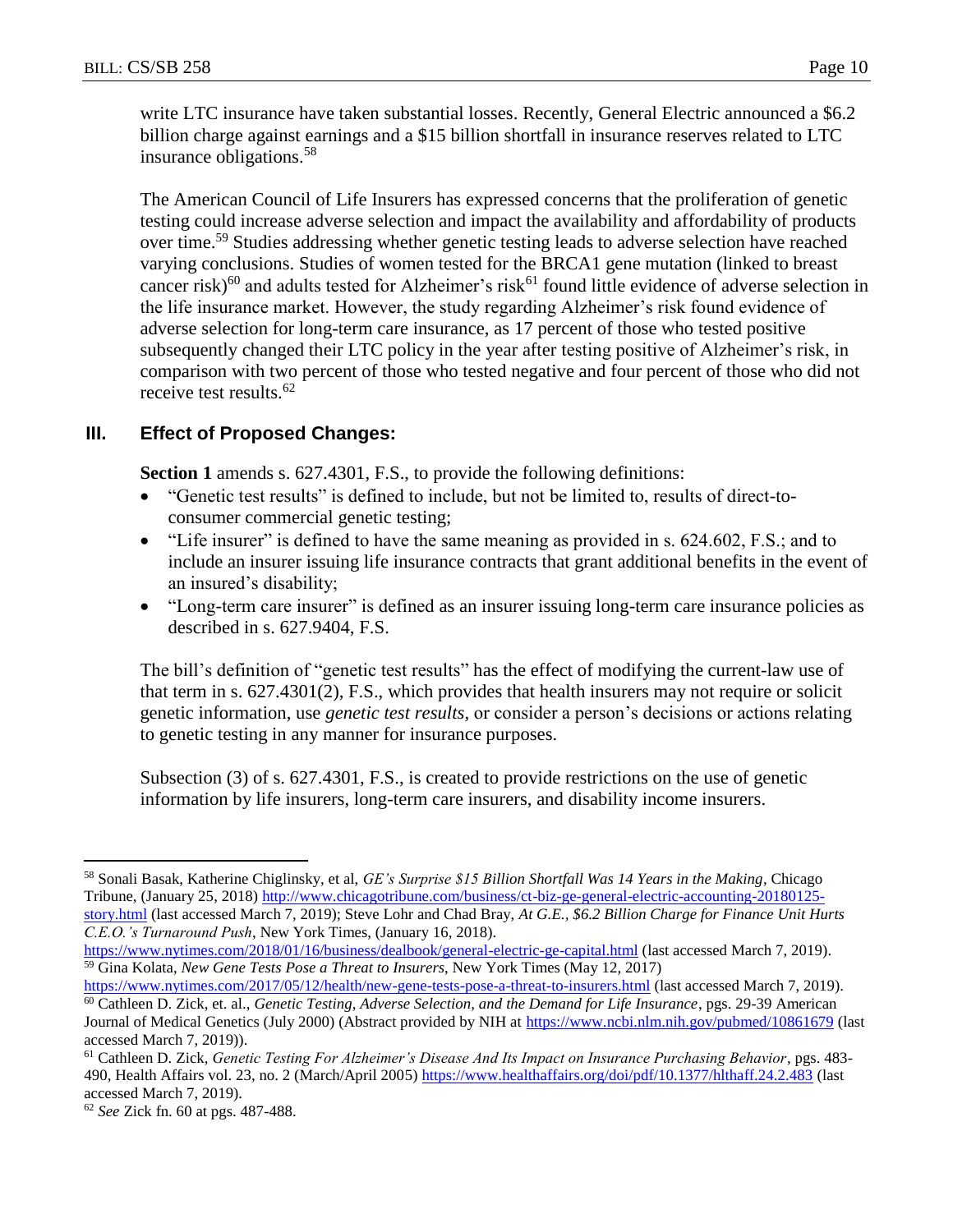write LTC insurance have taken substantial losses. Recently, General Electric announced a $6.2 billion charge against earnings and a $15 billion shortfall in insurance reserves related to LTC insurance obligations.[58]

The American Council of Life Insurers has expressed concerns that the proliferation of genetic testing could increase adverse selection and impact the availability and affordability of products over time.[59] Studies addressing whether genetic testing leads to adverse selection have reached varying conclusions. Studies of women tested for the BRCA1 gene mutation (linked to breast cancer risk)[60] and adults tested for Alzheimer's risk[61] found little evidence of adverse selection in the life insurance market. However, the study regarding Alzheimer's risk found evidence of adverse selection for long-term care insurance, as 17 percent of those who tested positive subsequently changed their LTC policy in the year after testing positive of Alzheimer's risk, in comparison with two percent of those who tested negative and four percent of those who did not receive test results.[62]

## III. Effect of Proposed Changes:

**Section 1** amends s. 627.4301, F.S., to provide the following definitions:

- "Genetic test results" is defined to include, but not be limited to, results of direct-to-consumer commercial genetic testing;
- "Life insurer" is defined to have the same meaning as provided in s. 624.602, F.S.; and to include an insurer issuing life insurance contracts that grant additional benefits in the event of an insured's disability;
- "Long-term care insurer" is defined as an insurer issuing long-term care insurance policies as described in s. 627.9404, F.S.

The bill's definition of "genetic test results" has the effect of modifying the current-law use of that term in s. 627.4301(2), F.S., which provides that health insurers may not require or solicit genetic information, use *genetic test results*, or consider a person's decisions or actions relating to genetic testing in any manner for insurance purposes.

Subsection (3) of s. 627.4301, F.S., is created to provide restrictions on the use of genetic information by life insurers, long-term care insurers, and disability income insurers.

---

[58] Sonali Basak, Katherine Chiglinsky, et al, *GE's Surprise $15 Billion Shortfall Was 14 Years in the Making*, Chicago Tribune, (January 25, 2018) http://www.chicagotribune.com/business/ct-biz-ge-general-electric-accounting-20180125-story.html (last accessed March 7, 2019); Steve Lohr and Chad Bray, *At G.E., $6.2 Billion Charge for Finance Unit Hurts C.E.O.'s Turnaround Push*, New York Times, (January 16, 2018). https://www.nytimes.com/2018/01/16/business/dealbook/general-electric-ge-capital.html (last accessed March 7, 2019).

[59] Gina Kolata, *New Gene Tests Pose a Threat to Insurers*, New York Times (May 12, 2017) https://www.nytimes.com/2017/05/12/health/new-gene-tests-pose-a-threat-to-insurers.html (last accessed March 7, 2019).

[60] Cathleen D. Zick, et. al., *Genetic Testing, Adverse Selection, and the Demand for Life Insurance*, pgs. 29-39 American Journal of Medical Genetics (July 2000) (Abstract provided by NIH at https://www.ncbi.nlm.nih.gov/pubmed/10861679 (last accessed March 7, 2019)).

[61] Cathleen D. Zick, *Genetic Testing For Alzheimer's Disease And Its Impact on Insurance Purchasing Behavior*, pgs. 483-490, Health Affairs vol. 23, no. 2 (March/April 2005) https://www.healthaffairs.org/doi/pdf/10.1377/hlthaff.24.2.483 (last accessed March 7, 2019).

[62] *See* Zick fn. 60 at pgs. 487-488.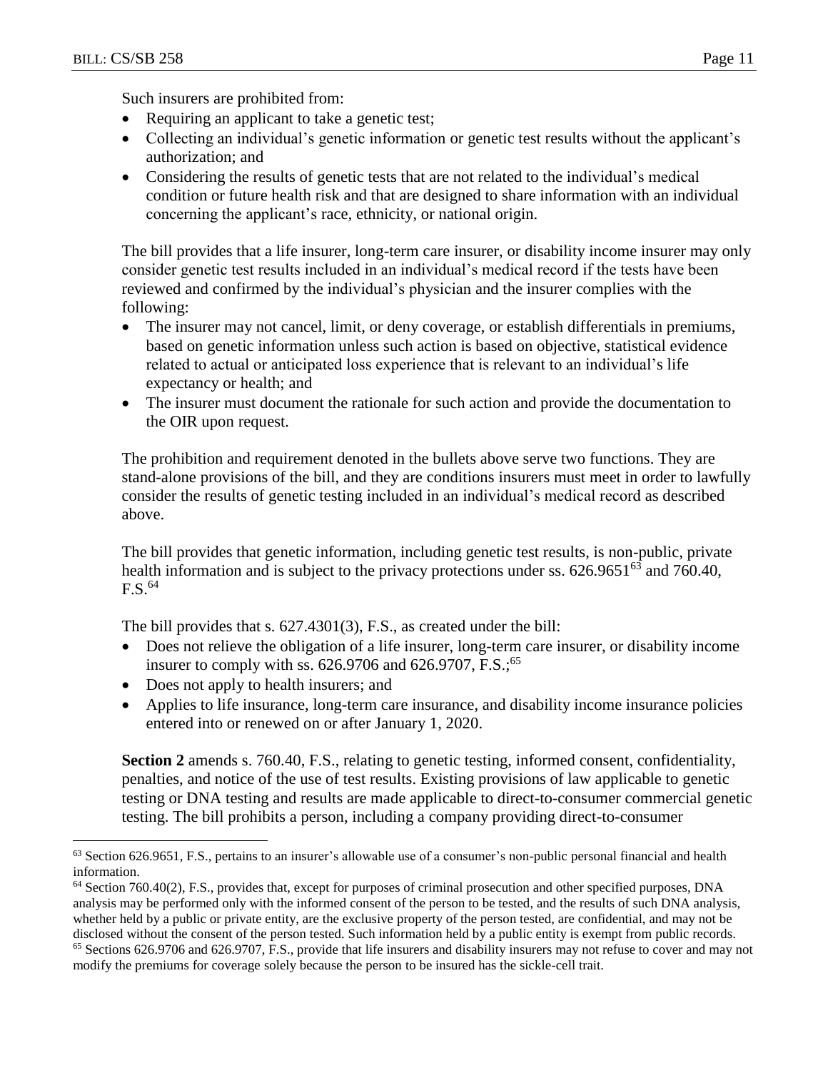Such insurers are prohibited from:

- Requiring an applicant to take a genetic test;
- Collecting an individual's genetic information or genetic test results without the applicant's authorization; and
- Considering the results of genetic tests that are not related to the individual's medical condition or future health risk and that are designed to share information with an individual concerning the applicant's race, ethnicity, or national origin.

The bill provides that a life insurer, long-term care insurer, or disability income insurer may only consider genetic test results included in an individual's medical record if the tests have been reviewed and confirmed by the individual's physician and the insurer complies with the following:

- The insurer may not cancel, limit, or deny coverage, or establish differentials in premiums, based on genetic information unless such action is based on objective, statistical evidence related to actual or anticipated loss experience that is relevant to an individual's life expectancy or health; and
- The insurer must document the rationale for such action and provide the documentation to the OIR upon request.

The prohibition and requirement denoted in the bullets above serve two functions. They are stand-alone provisions of the bill, and they are conditions insurers must meet in order to lawfully consider the results of genetic testing included in an individual's medical record as described above.

The bill provides that genetic information, including genetic test results, is non-public, private health information and is subject to the privacy protections under ss. 626.9651[63] and 760.40, F.S.[64]

The bill provides that s. 627.4301(3), F.S., as created under the bill:

- Does not relieve the obligation of a life insurer, long-term care insurer, or disability income insurer to comply with ss. 626.9706 and 626.9707, F.S.;[65]
- Does not apply to health insurers; and
- Applies to life insurance, long-term care insurance, and disability income insurance policies entered into or renewed on or after January 1, 2020.

**Section 2** amends s. 760.40, F.S., relating to genetic testing, informed consent, confidentiality, penalties, and notice of the use of test results. Existing provisions of law applicable to genetic testing or DNA testing and results are made applicable to direct-to-consumer commercial genetic testing. The bill prohibits a person, including a company providing direct-to-consumer

---

[63] Section 626.9651, F.S., pertains to an insurer's allowable use of a consumer's non-public personal financial and health information.

[64] Section 760.40(2), F.S., provides that, except for purposes of criminal prosecution and other specified purposes, DNA analysis may be performed only with the informed consent of the person to be tested, and the results of such DNA analysis, whether held by a public or private entity, are the exclusive property of the person tested, are confidential, and may not be disclosed without the consent of the person tested. Such information held by a public entity is exempt from public records.

[65] Sections 626.9706 and 626.9707, F.S., provide that life insurers and disability insurers may not refuse to cover and may not modify the premiums for coverage solely because the person to be insured has the sickle-cell trait.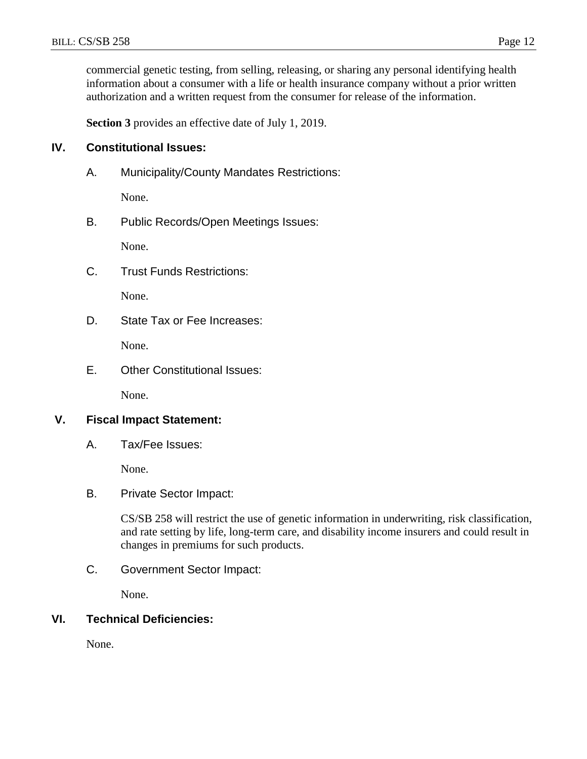commercial genetic testing, from selling, releasing, or sharing any personal identifying health information about a consumer with a life or health insurance company without a prior written authorization and a written request from the consumer for release of the information.

**Section 3** provides an effective date of July 1, 2019.

## IV. Constitutional Issues:

### A. Municipality/County Mandates Restrictions:

None.

### B. Public Records/Open Meetings Issues:

None.

### C. Trust Funds Restrictions:

None.

### D. State Tax or Fee Increases:

None.

### E. Other Constitutional Issues:

None.

## V. Fiscal Impact Statement:

### A. Tax/Fee Issues:

None.

### B. Private Sector Impact:

CS/SB 258 will restrict the use of genetic information in underwriting, risk classification, and rate setting by life, long-term care, and disability income insurers and could result in changes in premiums for such products.

### C. Government Sector Impact:

None.

## VI. Technical Deficiencies:

None.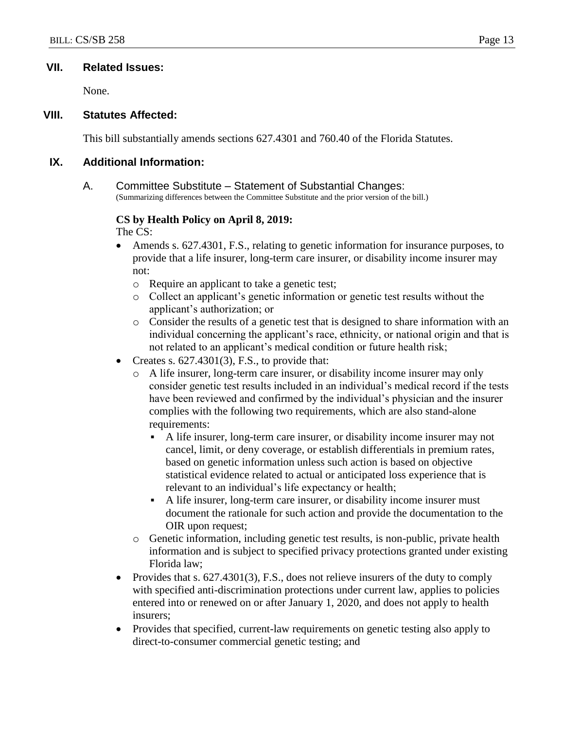## VII. Related Issues:

None.

## VIII. Statutes Affected:

This bill substantially amends sections 627.4301 and 760.40 of the Florida Statutes.

## IX. Additional Information:

### A. Committee Substitute – Statement of Substantial Changes:

(Summarizing differences between the Committee Substitute and the prior version of the bill.)

**CS by Health Policy on April 8, 2019:**

The CS:

- Amends s. 627.4301, F.S., relating to genetic information for insurance purposes, to provide that a life insurer, long-term care insurer, or disability income insurer may not:
  - Require an applicant to take a genetic test;
  - Collect an applicant's genetic information or genetic test results without the applicant's authorization; or
  - Consider the results of a genetic test that is designed to share information with an individual concerning the applicant's race, ethnicity, or national origin and that is not related to an applicant's medical condition or future health risk;
- Creates s. 627.4301(3), F.S., to provide that:
  - A life insurer, long-term care insurer, or disability income insurer may only consider genetic test results included in an individual's medical record if the tests have been reviewed and confirmed by the individual's physician and the insurer complies with the following two requirements, which are also stand-alone requirements:
    - A life insurer, long-term care insurer, or disability income insurer may not cancel, limit, or deny coverage, or establish differentials in premium rates, based on genetic information unless such action is based on objective statistical evidence related to actual or anticipated loss experience that is relevant to an individual's life expectancy or health;
    - A life insurer, long-term care insurer, or disability income insurer must document the rationale for such action and provide the documentation to the OIR upon request;
  - Genetic information, including genetic test results, is non-public, private health information and is subject to specified privacy protections granted under existing Florida law;
- Provides that s. 627.4301(3), F.S., does not relieve insurers of the duty to comply with specified anti-discrimination protections under current law, applies to policies entered into or renewed on or after January 1, 2020, and does not apply to health insurers;
- Provides that specified, current-law requirements on genetic testing also apply to direct-to-consumer commercial genetic testing; and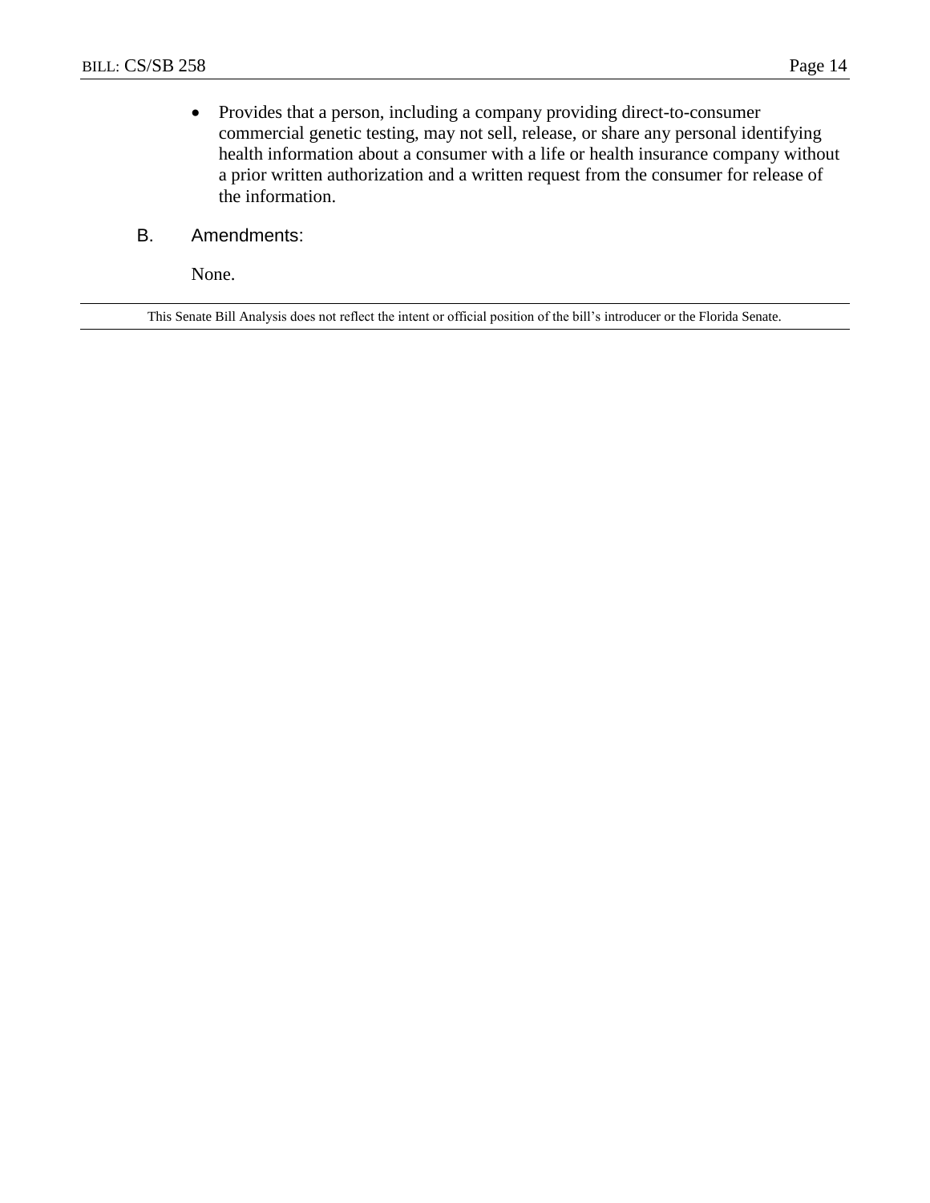- Provides that a person, including a company providing direct-to-consumer commercial genetic testing, may not sell, release, or share any personal identifying health information about a consumer with a life or health insurance company without a prior written authorization and a written request from the consumer for release of the information.

B. Amendments:

None.

This Senate Bill Analysis does not reflect the intent or official position of the bill's introducer or the Florida Senate.